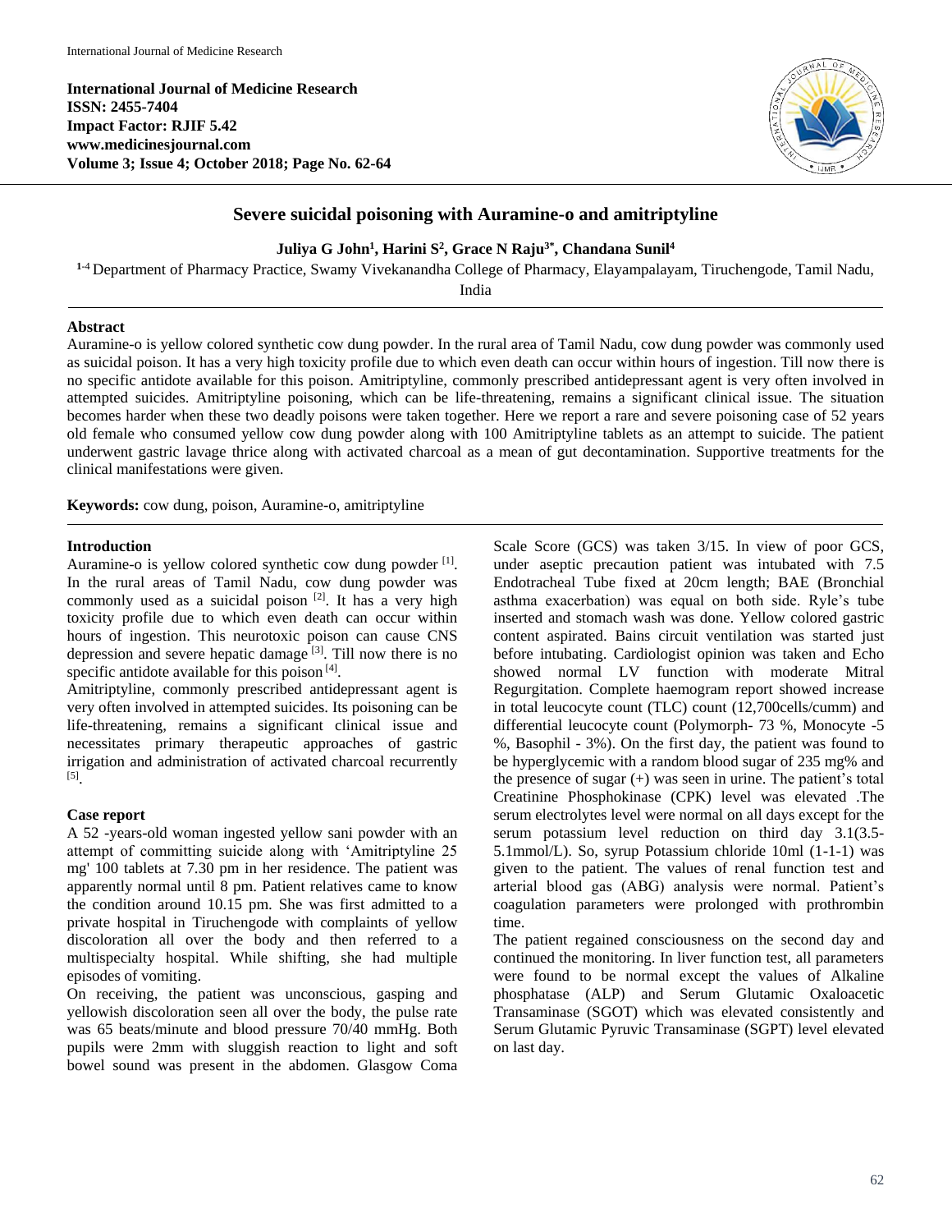International Journal of Medicine Research
**ISSN: 2455-7404**
**Impact Factor: RJIF 5.42**
**www.medicinesjournal.com**
**Volume 3; Issue 4; October 2018; Page No. 62-64**

# Severe suicidal poisoning with Auramine-o and amitriptyline

**Juliya G John[1], Harini S[2], Grace N Raju[3*], Chandana Sunil[4]**

[1-4] Department of Pharmacy Practice, Swamy Vivekanandha College of Pharmacy, Elayampalayam, Tiruchengode, Tamil Nadu, India

## Abstract

Auramine-o is yellow colored synthetic cow dung powder. In the rural area of Tamil Nadu, cow dung powder was commonly used as suicidal poison. It has a very high toxicity profile due to which even death can occur within hours of ingestion. Till now there is no specific antidote available for this poison. Amitriptyline, commonly prescribed antidepressant agent is very often involved in attempted suicides. Amitriptyline poisoning, which can be life-threatening, remains a significant clinical issue. The situation becomes harder when these two deadly poisons were taken together. Here we report a rare and severe poisoning case of 52 years old female who consumed yellow cow dung powder along with 100 Amitriptyline tablets as an attempt to suicide. The patient underwent gastric lavage thrice along with activated charcoal as a mean of gut decontamination. Supportive treatments for the clinical manifestations were given.

**Keywords:** cow dung, poison, Auramine-o, amitriptyline

## Introduction

Auramine-o is yellow colored synthetic cow dung powder [1]. In the rural areas of Tamil Nadu, cow dung powder was commonly used as a suicidal poison [2]. It has a very high toxicity profile due to which even death can occur within hours of ingestion. This neurotoxic poison can cause CNS depression and severe hepatic damage [3]. Till now there is no specific antidote available for this poison [4].

Amitriptyline, commonly prescribed antidepressant agent is very often involved in attempted suicides. Its poisoning can be life-threatening, remains a significant clinical issue and necessitates primary therapeutic approaches of gastric irrigation and administration of activated charcoal recurrently [5].

## Case report

A 52 -years-old woman ingested yellow sani powder with an attempt of committing suicide along with 'Amitriptyline 25 mg' 100 tablets at 7.30 pm in her residence. The patient was apparently normal until 8 pm. Patient relatives came to know the condition around 10.15 pm. She was first admitted to a private hospital in Tiruchengode with complaints of yellow discoloration all over the body and then referred to a multispecialty hospital. While shifting, she had multiple episodes of vomiting.

On receiving, the patient was unconscious, gasping and yellowish discoloration seen all over the body, the pulse rate was 65 beats/minute and blood pressure 70/40 mmHg. Both pupils were 2mm with sluggish reaction to light and soft bowel sound was present in the abdomen. Glasgow Coma Scale Score (GCS) was taken 3/15. In view of poor GCS, under aseptic precaution patient was intubated with 7.5 Endotracheal Tube fixed at 20cm length; BAE (Bronchial asthma exacerbation) was equal on both side. Ryle's tube inserted and stomach wash was done. Yellow colored gastric content aspirated. Bains circuit ventilation was started just before intubating. Cardiologist opinion was taken and Echo showed normal LV function with moderate Mitral Regurgitation. Complete haemogram report showed increase in total leucocyte count (TLC) count (12,700cells/cumm) and differential leucocyte count (Polymorph- 73 %, Monocyte -5 %, Basophil - 3%). On the first day, the patient was found to be hyperglycemic with a random blood sugar of 235 mg% and the presence of sugar (+) was seen in urine. The patient's total Creatinine Phosphokinase (CPK) level was elevated .The serum electrolytes level were normal on all days except for the serum potassium level reduction on third day 3.1(3.5-5.1mmol/L). So, syrup Potassium chloride 10ml (1-1-1) was given to the patient. The values of renal function test and arterial blood gas (ABG) analysis were normal. Patient's coagulation parameters were prolonged with prothrombin time.

The patient regained consciousness on the second day and continued the monitoring. In liver function test, all parameters were found to be normal except the values of Alkaline phosphatase (ALP) and Serum Glutamic Oxaloacetic Transaminase (SGOT) which was elevated consistently and Serum Glutamic Pyruvic Transaminase (SGPT) level elevated on last day.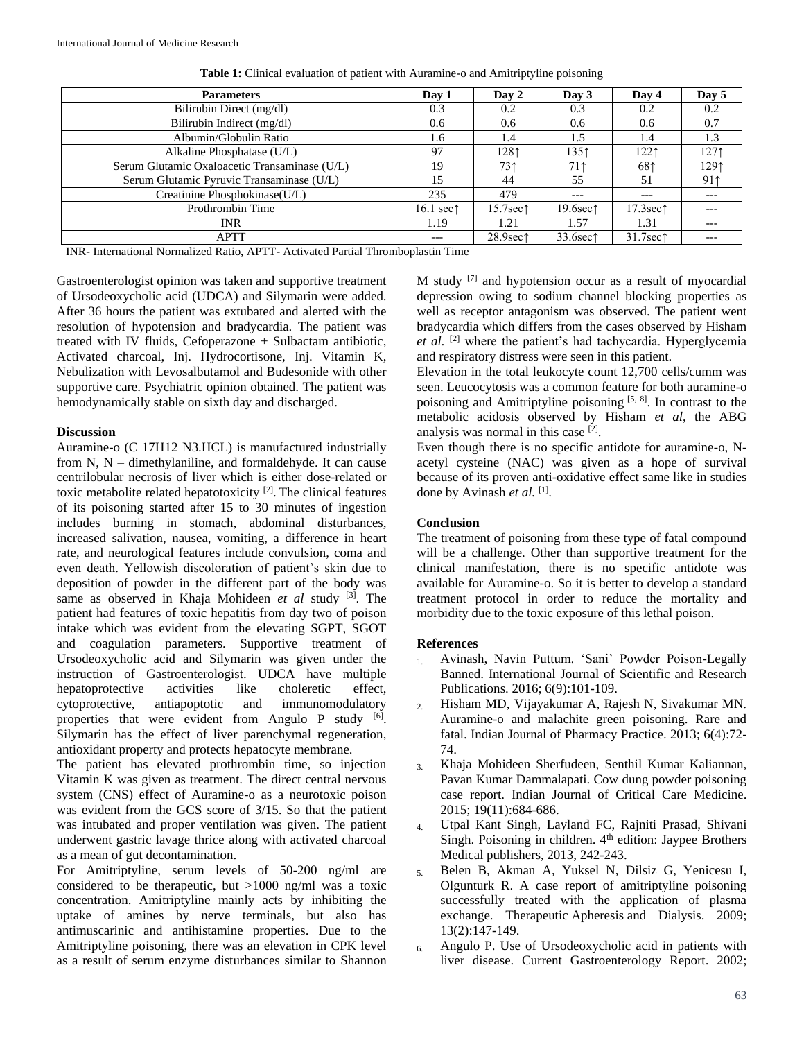**Table 1:** Clinical evaluation of patient with Auramine-o and Amitriptyline poisoning

| Parameters | Day 1 | Day 2 | Day 3 | Day 4 | Day 5 |
|---|---|---|---|---|---|
| Bilirubin Direct (mg/dl) | 0.3 | 0.2 | 0.3 | 0.2 | 0.2 |
| Bilirubin Indirect (mg/dl) | 0.6 | 0.6 | 0.6 | 0.6 | 0.7 |
| Albumin/Globulin Ratio | 1.6 | 1.4 | 1.5 | 1.4 | 1.3 |
| Alkaline Phosphatase (U/L) | 97 | 128↑ | 135↑ | 122↑ | 127↑ |
| Serum Glutamic Oxaloacetic Transaminase (U/L) | 19 | 73↑ | 71↑ | 68↑ | 129↑ |
| Serum Glutamic Pyruvic Transaminase (U/L) | 15 | 44 | 55 | 51 | 91↑ |
| Creatinine Phosphokinase(U/L) | 235 | 479 | --- | --- | --- |
| Prothrombin Time | 16.1 sec↑ | 15.7sec↑ | 19.6sec↑ | 17.3sec↑ | --- |
| INR | 1.19 | 1.21 | 1.57 | 1.31 | --- |
| APTT | --- | 28.9sec↑ | 33.6sec↑ | 31.7sec↑ | --- |

INR- International Normalized Ratio, APTT- Activated Partial Thromboplastin Time

Gastroenterologist opinion was taken and supportive treatment of Ursodeoxycholic acid (UDCA) and Silymarin were added. After 36 hours the patient was extubated and alerted with the resolution of hypotension and bradycardia. The patient was treated with IV fluids, Cefoperazone + Sulbactam antibiotic, Activated charcoal, Inj. Hydrocortisone, Inj. Vitamin K, Nebulization with Levosalbutamol and Budesonide with other supportive care. Psychiatric opinion obtained. The patient was hemodynamically stable on sixth day and discharged.

## Discussion

Auramine-o (C 17H12 N3.HCL) is manufactured industrially from N, N – dimethylaniline, and formaldehyde. It can cause centrilobular necrosis of liver which is either dose-related or toxic metabolite related hepatotoxicity [2]. The clinical features of its poisoning started after 15 to 30 minutes of ingestion includes burning in stomach, abdominal disturbances, increased salivation, nausea, vomiting, a difference in heart rate, and neurological features include convulsion, coma and even death. Yellowish discoloration of patient's skin due to deposition of powder in the different part of the body was same as observed in Khaja Mohideen *et al* study [3]. The patient had features of toxic hepatitis from day two of poison intake which was evident from the elevating SGPT, SGOT and coagulation parameters. Supportive treatment of Ursodeoxycholic acid and Silymarin was given under the instruction of Gastroenterologist. UDCA have multiple hepatoprotective activities like choleretic effect, cytoprotective, antiapoptotic and immunomodulatory properties that were evident from Angulo P study [6]. Silymarin has the effect of liver parenchymal regeneration, antioxidant property and protects hepatocyte membrane.

The patient has elevated prothrombin time, so injection Vitamin K was given as treatment. The direct central nervous system (CNS) effect of Auramine-o as a neurotoxic poison was evident from the GCS score of 3/15. So that the patient was intubated and proper ventilation was given. The patient underwent gastric lavage thrice along with activated charcoal as a mean of gut decontamination.

For Amitriptyline, serum levels of 50-200 ng/ml are considered to be therapeutic, but >1000 ng/ml was a toxic concentration. Amitriptyline mainly acts by inhibiting the uptake of amines by nerve terminals, but also has antimuscarinic and antihistamine properties. Due to the Amitriptyline poisoning, there was an elevation in CPK level as a result of serum enzyme disturbances similar to Shannon M study [7] and hypotension occur as a result of myocardial depression owing to sodium channel blocking properties as well as receptor antagonism was observed. The patient went bradycardia which differs from the cases observed by Hisham *et al.* [2] where the patient's had tachycardia. Hyperglycemia and respiratory distress were seen in this patient.

Elevation in the total leukocyte count 12,700 cells/cumm was seen. Leucocytosis was a common feature for both auramine-o poisoning and Amitriptyline poisoning [5, 8]. In contrast to the metabolic acidosis observed by Hisham *et al*, the ABG analysis was normal in this case [2].

Even though there is no specific antidote for auramine-o, N-acetyl cysteine (NAC) was given as a hope of survival because of its proven anti-oxidative effect same like in studies done by Avinash *et al.* [1].

## Conclusion

The treatment of poisoning from these type of fatal compound will be a challenge. Other than supportive treatment for the clinical manifestation, there is no specific antidote was available for Auramine-o. So it is better to develop a standard treatment protocol in order to reduce the mortality and morbidity due to the toxic exposure of this lethal poison.

## References

1. Avinash, Navin Puttum. 'Sani' Powder Poison-Legally Banned. International Journal of Scientific and Research Publications. 2016; 6(9):101-109.
2. Hisham MD, Vijayakumar A, Rajesh N, Sivakumar MN. Auramine-o and malachite green poisoning. Rare and fatal. Indian Journal of Pharmacy Practice. 2013; 6(4):72-74.
3. Khaja Mohideen Sherfudeen, Senthil Kumar Kaliannan, Pavan Kumar Dammalapati. Cow dung powder poisoning case report. Indian Journal of Critical Care Medicine. 2015; 19(11):684-686.
4. Utpal Kant Singh, Layland FC, Rajniti Prasad, Shivani Singh. Poisoning in children. 4th edition: Jaypee Brothers Medical publishers, 2013, 242-243.
5. Belen B, Akman A, Yuksel N, Dilsiz G, Yenicesu I, Olgunturk R. A case report of amitriptyline poisoning successfully treated with the application of plasma exchange. Therapeutic Apheresis and Dialysis. 2009; 13(2):147-149.
6. Angulo P. Use of Ursodeoxycholic acid in patients with liver disease. Current Gastroenterology Report. 2002;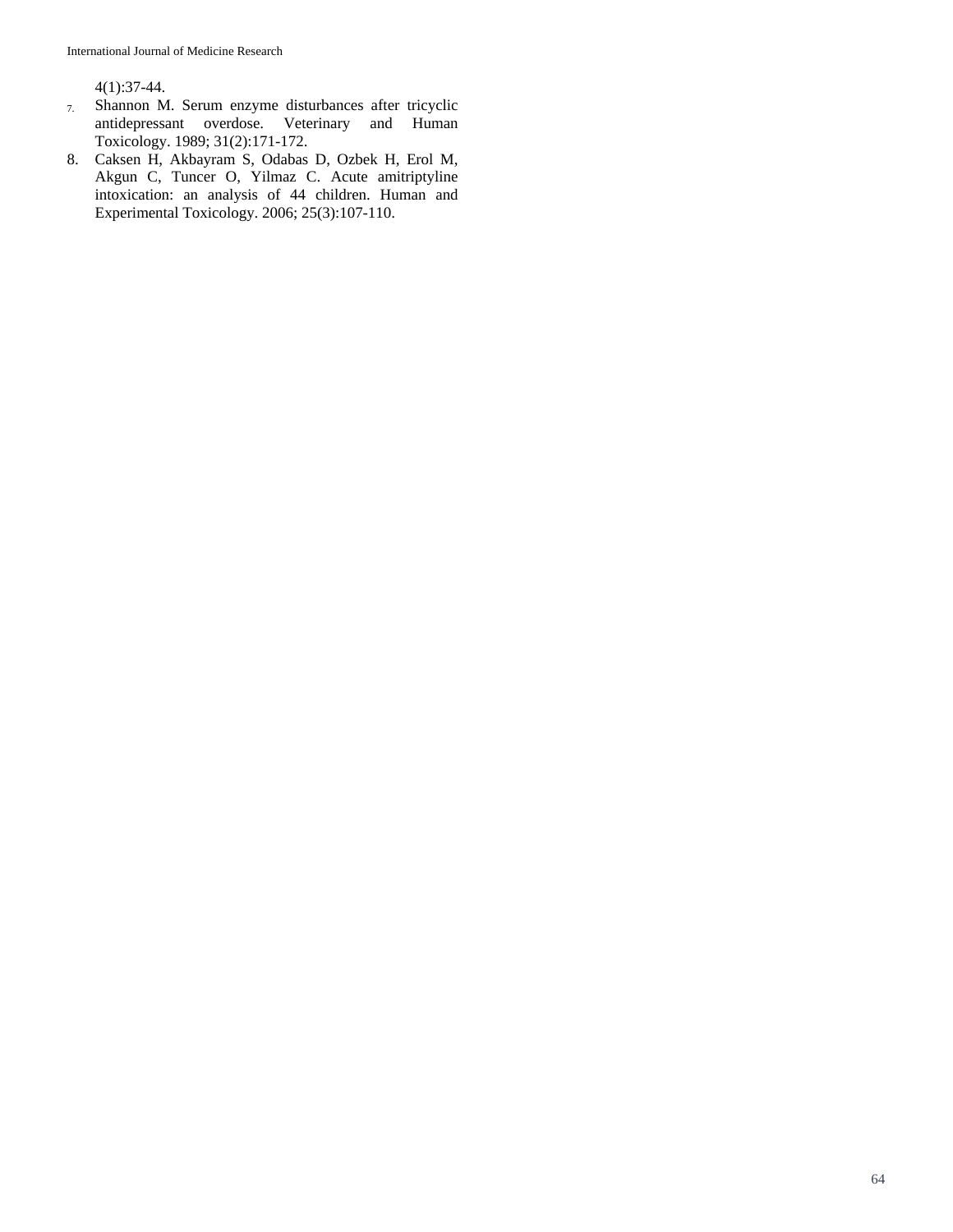4(1):37-44.

7. Shannon M. Serum enzyme disturbances after tricyclic antidepressant overdose. Veterinary and Human Toxicology. 1989; 31(2):171-172.
8. Caksen H, Akbayram S, Odabas D, Ozbek H, Erol M, Akgun C, Tuncer O, Yilmaz C. Acute amitriptyline intoxication: an analysis of 44 children. Human and Experimental Toxicology. 2006; 25(3):107-110.